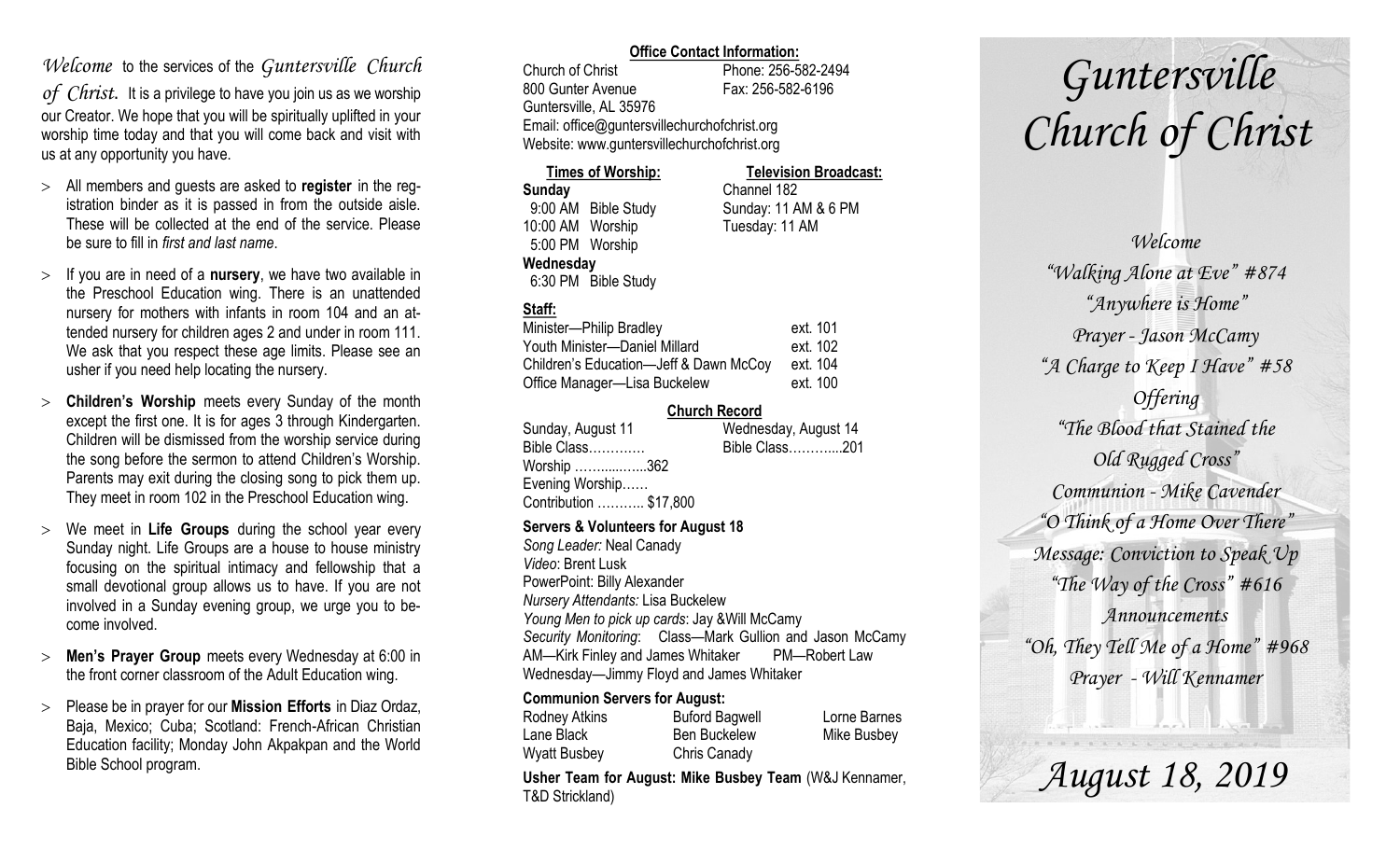*Welcome* to the services of the *Guntersville Church of Christ*. It is a privilege to have you join us as we worship our Creator. We hope that you will be spiritually uplifted in your worship time today and that you will come back and visit with us at any opportunity you have.

- All members and guests are asked to **register** in the registration binder as it is passed in from the outside aisle. These will be collected at the end of the service. Please be sure to fill in *first and last name*.
- If you are in need of a **nursery**, we have two available in the Preschool Education wing. There is an unattended nursery for mothers with infants in room 104 and an attended nursery for children ages 2 and under in room 111. We ask that you respect these age limits. Please see an usher if you need help locating the nursery.
- **Children's Worship** meets every Sunday of the month except the first one. It is for ages 3 through Kindergarten. Children will be dismissed from the worship service during the song before the sermon to attend Children's Worship. Parents may exit during the closing song to pick them up. They meet in room 102 in the Preschool Education wing.
- We meet in **Life Groups** during the school year every Sunday night. Life Groups are a house to house ministry focusing on the spiritual intimacy and fellowship that a small devotional group allows us to have. If you are not involved in a Sunday evening group, we urge you to become involved.
- **Men's Prayer Group** meets every Wednesday at 6:00 in the front corner classroom of the Adult Education wing.
- Please be in prayer for our **Mission Efforts** in Diaz Ordaz, Baja, Mexico; Cuba; Scotland: French-African Christian Education facility; Monday John Akpakpan and the World Bible School program.

**Office Contact Information:**

Church of Christ
800 Gunter Avenue
Guntersville, AL 35976
Phone: 256-582-2494
Fax: 256-582-6196
Email: office@guntersvillechurchofchrist.org
Website: www.guntersvillechurchofchrist.org

**Times of Worship:**

**Sunday**
9:00 AM Bible Study
10:00 AM Worship
5:00 PM Worship

**Wednesday**
6:30 PM Bible Study

**Television Broadcast:**

Channel 182
Sunday: 11 AM & 6 PM
Tuesday: 11 AM

**Staff:**

| | |
|---|---|
| Minister—Philip Bradley | ext. 101 |
| Youth Minister—Daniel Millard | ext. 102 |
| Children's Education—Jeff & Dawn McCoy | ext. 104 |
| Office Manager—Lisa Buckelew | ext. 100 |

**Church Record**

| Sunday, August 11 | Wednesday, August 14 |
|---|---|
| Bible Class………… | Bible Class………...201 |
| Worship ……......…..362 | |
| Evening Worship…… | |
| Contribution ……….. $17,800 | |

**Servers & Volunteers for August 18**

*Song Leader:* Neal Canady
*Video*: Brent Lusk
PowerPoint: Billy Alexander
*Nursery Attendants:* Lisa Buckelew
*Young Men to pick up cards*: Jay &Will McCamy
*Security Monitoring*: Class—Mark Gullion and Jason McCamy
AM—Kirk Finley and James Whitaker PM—Robert Law
Wednesday—Jimmy Floyd and James Whitaker

**Communion Servers for August:**

| | | |
|---|---|---|
| Rodney Atkins | Buford Bagwell | Lorne Barnes |
| Lane Black | Ben Buckelew | Mike Busbey |
| Wyatt Busbey | Chris Canady | |

**Usher Team for August: Mike Busbey Team** (W&J Kennamer, T&D Strickland)

# *Guntersville Church of Christ*

*Welcome*
*"Walking Alone at Eve" #874*
*"Anywhere is Home"*
*Prayer - Jason McCamy*
*"A Charge to Keep I Have" #58*
*Offering*
*"The Blood that Stained the Old Rugged Cross"*
*Communion - Mike Cavender*
*"O Think of a Home Over There"*
*Message: Conviction to Speak Up*
*"The Way of the Cross" #616*
*Announcements*
*"Oh, They Tell Me of a Home" #968*
*Prayer - Will Kennamer*

## *August 18, 2019*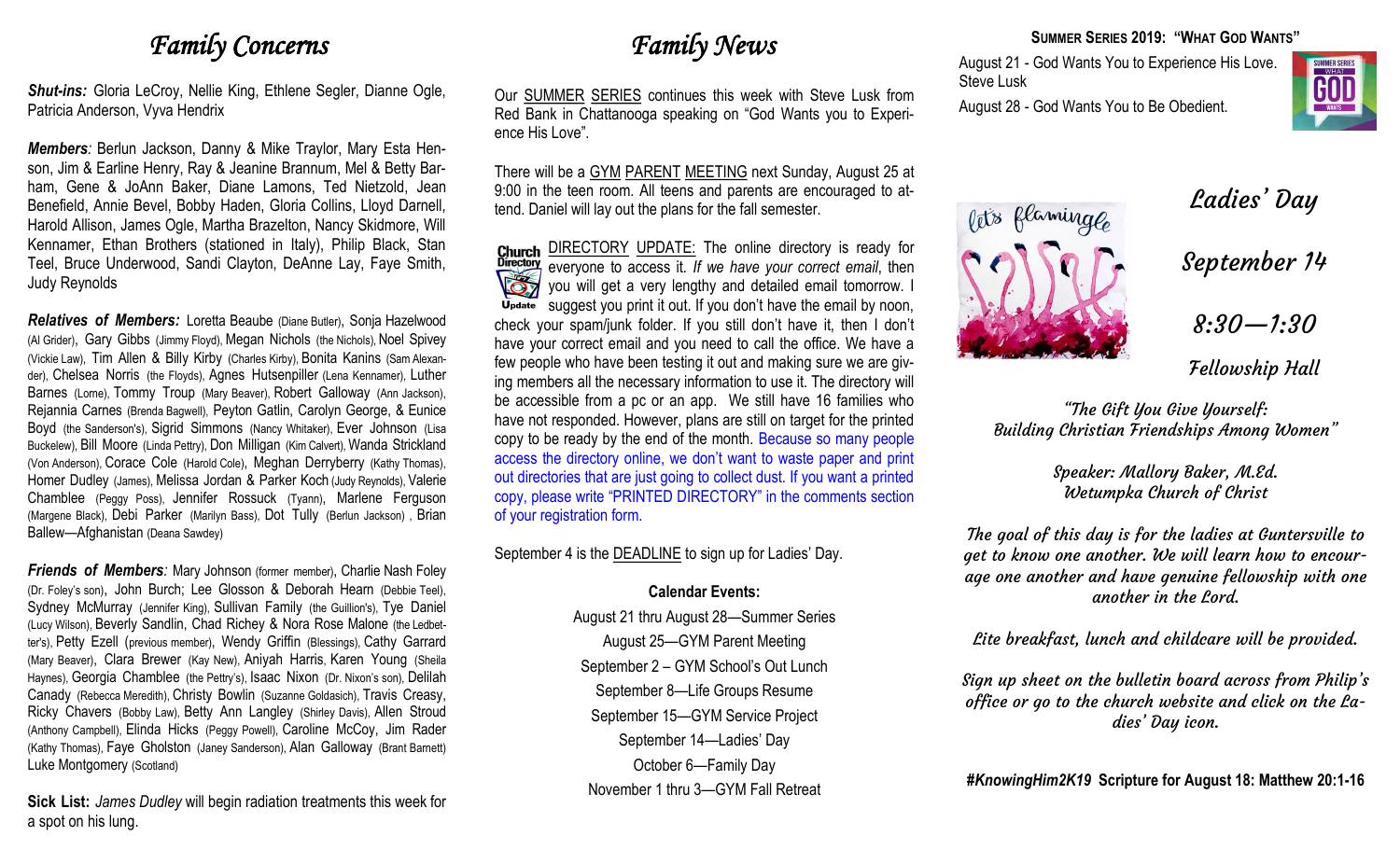# Family Concerns

***Shut-ins:*** Gloria LeCroy, Nellie King, Ethlene Segler, Dianne Ogle, Patricia Anderson, Vyva Hendrix

***Members:*** Berlun Jackson, Danny & Mike Traylor, Mary Esta Henson, Jim & Earline Henry, Ray & Jeanine Brannum, Mel & Betty Barham, Gene & JoAnn Baker, Diane Lamons, Ted Nietzold, Jean Benefield, Annie Bevel, Bobby Haden, Gloria Collins, Lloyd Darnell, Harold Allison, James Ogle, Martha Brazelton, Nancy Skidmore, Will Kennamer, Ethan Brothers (stationed in Italy), Philip Black, Stan Teel, Bruce Underwood, Sandi Clayton, DeAnne Lay, Faye Smith, Judy Reynolds

***Relatives of Members:*** Loretta Beaube (Diane Butler), Sonja Hazelwood (Al Grider), Gary Gibbs (Jimmy Floyd), Megan Nichols (the Nichols), Noel Spivey (Vickie Law), Tim Allen & Billy Kirby (Charles Kirby), Bonita Kanins (Sam Alexander), Chelsea Norris (the Floyds), Agnes Hutsenpiller (Lena Kennamer), Luther Barnes (Lorne), Tommy Troup (Mary Beaver), Robert Galloway (Ann Jackson), Rejannia Carnes (Brenda Bagwell), Peyton Gatlin, Carolyn George, & Eunice Boyd (the Sanderson's), Sigrid Simmons (Nancy Whitaker), Ever Johnson (Lisa Buckelew), Bill Moore (Linda Pettry), Don Milligan (Kim Calvert), Wanda Strickland (Von Anderson), Corace Cole (Harold Cole), Meghan Derryberry (Kathy Thomas), Homer Dudley (James), Melissa Jordan & Parker Koch (Judy Reynolds), Valerie Chamblee (Peggy Poss), Jennifer Rossuck (Tyann), Marlene Ferguson (Margene Black), Debi Parker (Marilyn Bass), Dot Tully (Berlun Jackson) , Brian Ballew—Afghanistan (Deana Sawdey)

***Friends of Members:*** Mary Johnson (former member), Charlie Nash Foley (Dr. Foley's son), John Burch; Lee Glosson & Deborah Hearn (Debbie Teel), Sydney McMurray (Jennifer King), Sullivan Family (the Guillion's), Tye Daniel (Lucy Wilson), Beverly Sandlin, Chad Richey & Nora Rose Malone (the Ledbetter's), Petty Ezell (previous member), Wendy Griffin (Blessings), Cathy Garrard (Mary Beaver), Clara Brewer (Kay New), Aniyah Harris, Karen Young (Sheila Haynes), Georgia Chamblee (the Pettry's), Isaac Nixon (Dr. Nixon's son), Delilah Canady (Rebecca Meredith), Christy Bowlin (Suzanne Goldasich), Travis Creasy, Ricky Chavers (Bobby Law), Betty Ann Langley (Shirley Davis), Allen Stroud (Anthony Campbell), Elinda Hicks (Peggy Powell), Caroline McCoy, Jim Rader (Kathy Thomas), Faye Gholston (Janey Sanderson), Alan Galloway (Brant Barnett) Luke Montgomery (Scotland)

**Sick List:** *James Dudley* will begin radiation treatments this week for a spot on his lung.

# Family News

Our SUMMER SERIES continues this week with Steve Lusk from Red Bank in Chattanooga speaking on "God Wants you to Experience His Love".

There will be a GYM PARENT MEETING next Sunday, August 25 at 9:00 in the teen room. All teens and parents are encouraged to attend. Daniel will lay out the plans for the fall semester.

DIRECTORY UPDATE: The online directory is ready for everyone to access it. *If we have your correct email*, then you will get a very lengthy and detailed email tomorrow. I suggest you print it out. If you don't have the email by noon, check your spam/junk folder. If you still don't have it, then I don't have your correct email and you need to call the office. We have a few people who have been testing it out and making sure we are giving members all the necessary information to use it. The directory will be accessible from a pc or an app. We still have 16 families who have not responded. However, plans are still on target for the printed copy to be ready by the end of the month. Because so many people access the directory online, we don't want to waste paper and print out directories that are just going to collect dust. If you want a printed copy, please write "PRINTED DIRECTORY" in the comments section of your registration form.

September 4 is the DEADLINE to sign up for Ladies' Day.

**Calendar Events:**

August 21 thru August 28—Summer Series
August 25—GYM Parent Meeting
September 2 – GYM School's Out Lunch
September 8—Life Groups Resume
September 15—GYM Service Project
September 14—Ladies' Day
October 6—Family Day
November 1 thru 3—GYM Fall Retreat

**SUMMER SERIES 2019: "WHAT GOD WANTS"**

August 21 - God Wants You to Experience His Love. Steve Lusk
August 28 - God Wants You to Be Obedient.

## Ladies' Day

let's flamingle

*September 14*

*8:30—1:30*

*Fellowship Hall*

*"The Gift You Give Yourself: Building Christian Friendships Among Women"*

*Speaker: Mallory Baker, M.Ed.*
*Wetumpka Church of Christ*

*The goal of this day is for the ladies at Guntersville to get to know one another. We will learn how to encourage one another and have genuine fellowship with one another in the Lord.*

*Lite breakfast, lunch and childcare will be provided.*

*Sign up sheet on the bulletin board across from Philip's office or go to the church website and click on the Ladies' Day icon.*

**#KnowingHim2K19 Scripture for August 18: Matthew 20:1-16**